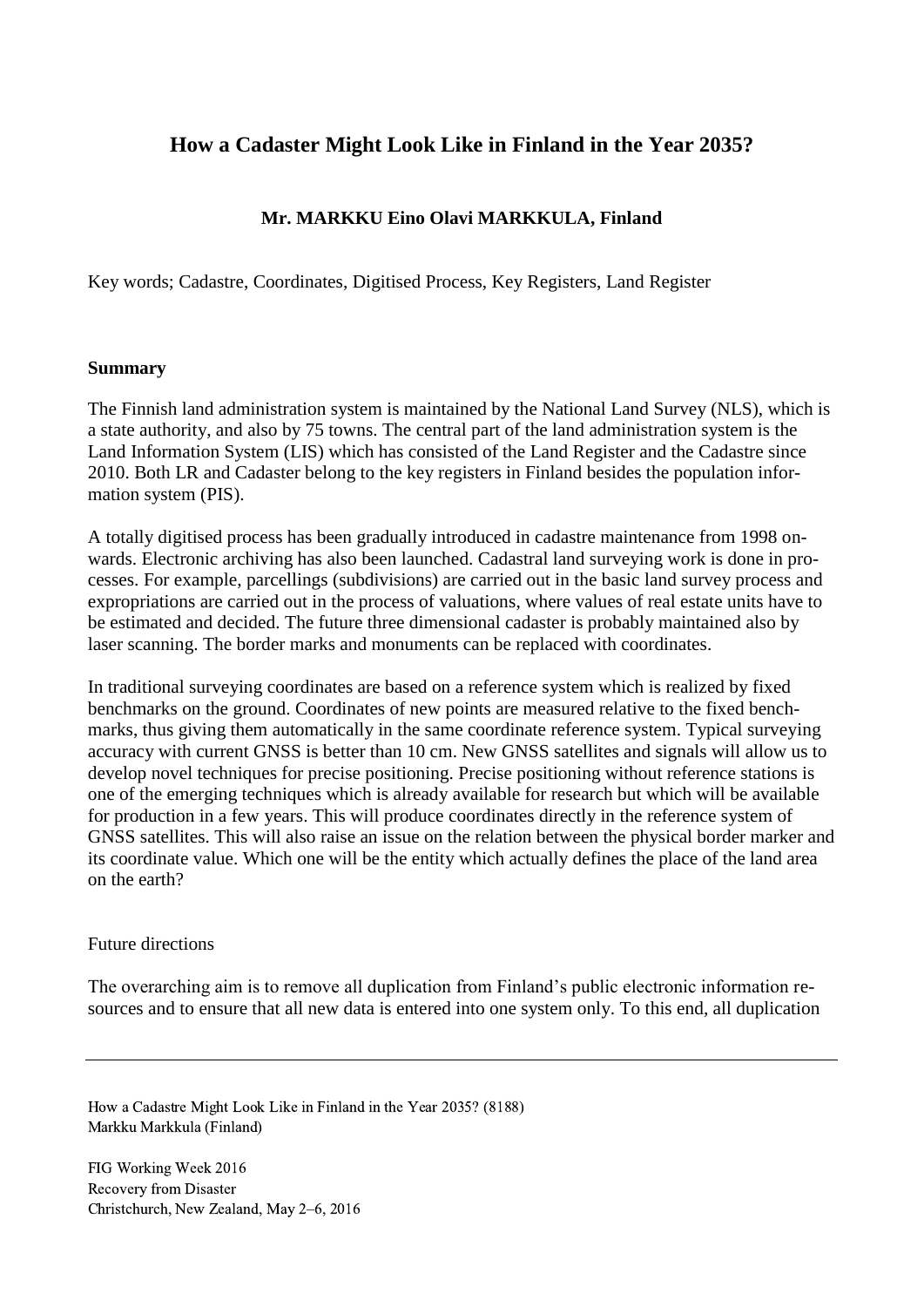# How a Cadaster Might Look Like in Finland in the Year 2035?

**Mr. MARKKU Eino Olavi MARKKULA, Finland**

Key words; Cadastre, Coordinates, Digitised Process, Key Registers, Land Register

**Summary**

The Finnish land administration system is maintained by the National Land Survey (NLS), which is a state authority, and also by 75 towns. The central part of the land administration system is the Land Information System (LIS) which has consisted of the Land Register and the Cadastre since 2010. Both LR and Cadaster belong to the key registers in Finland besides the population information system (PIS).

A totally digitised process has been gradually introduced in cadastre maintenance from 1998 onwards. Electronic archiving has also been launched. Cadastral land surveying work is done in processes. For example, parcellings (subdivisions) are carried out in the basic land survey process and expropriations are carried out in the process of valuations, where values of real estate units have to be estimated and decided. The future three dimensional cadaster is probably maintained also by laser scanning. The border marks and monuments can be replaced with coordinates.

In traditional surveying coordinates are based on a reference system which is realized by fixed benchmarks on the ground. Coordinates of new points are measured relative to the fixed benchmarks, thus giving them automatically in the same coordinate reference system. Typical surveying accuracy with current GNSS is better than 10 cm. New GNSS satellites and signals will allow us to develop novel techniques for precise positioning. Precise positioning without reference stations is one of the emerging techniques which is already available for research but which will be available for production in a few years. This will produce coordinates directly in the reference system of GNSS satellites. This will also raise an issue on the relation between the physical border marker and its coordinate value. Which one will be the entity which actually defines the place of the land area on the earth?

Future directions

The overarching aim is to remove all duplication from Finland's public electronic information resources and to ensure that all new data is entered into one system only. To this end, all duplication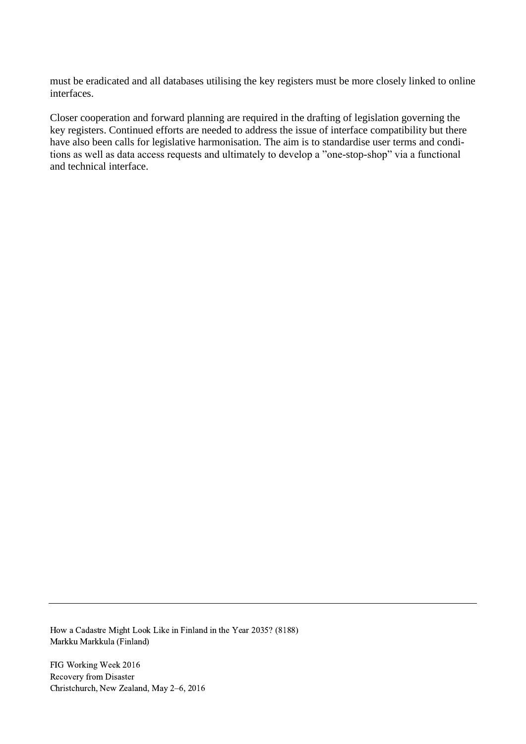must be eradicated and all databases utilising the key registers must be more closely linked to online interfaces.

Closer cooperation and forward planning are required in the drafting of legislation governing the key registers. Continued efforts are needed to address the issue of interface compatibility but there have also been calls for legislative harmonisation. The aim is to standardise user terms and conditions as well as data access requests and ultimately to develop a "one-stop-shop" via a functional and technical interface.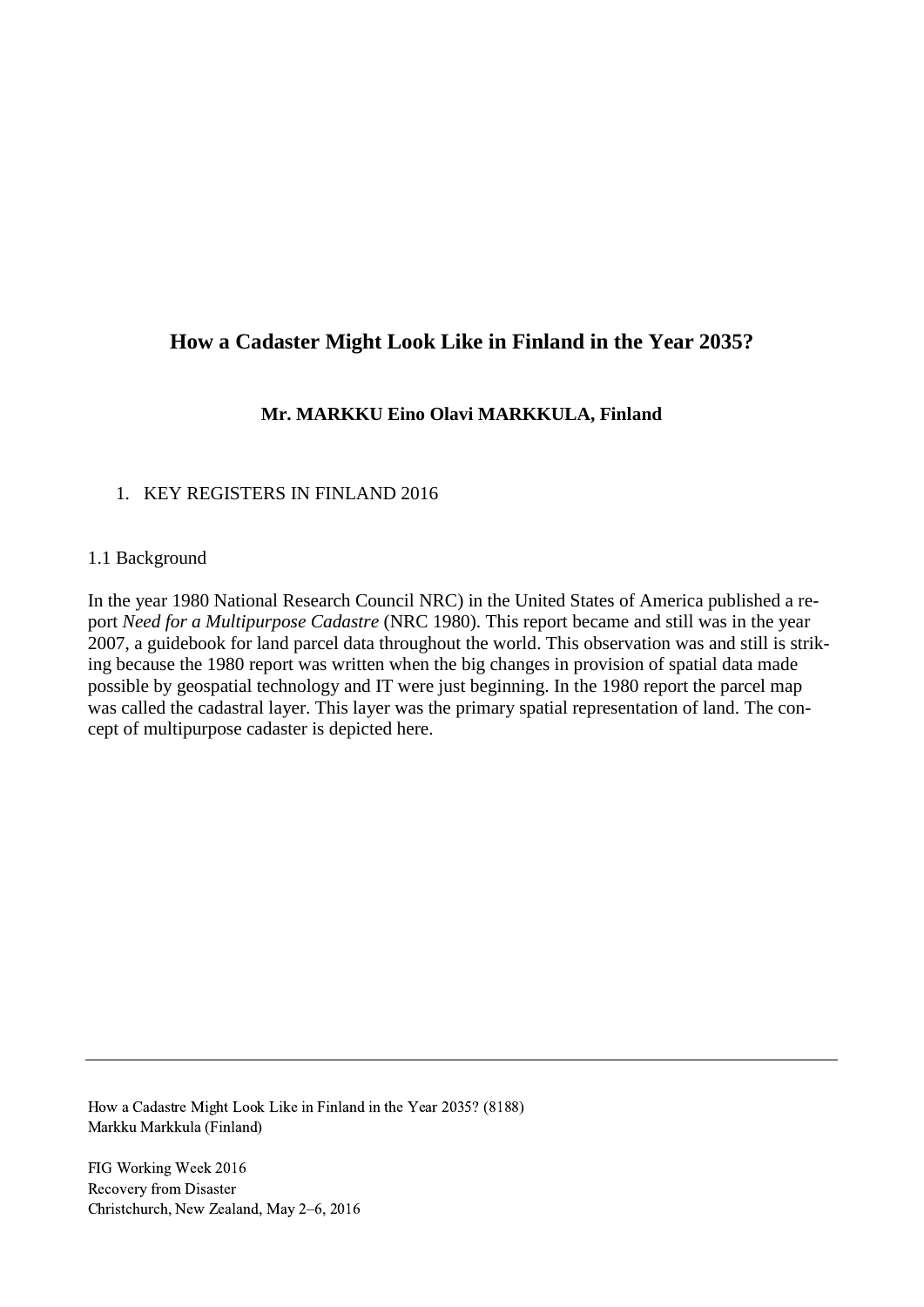# How a Cadaster Might Look Like in Finland in the Year 2035?

**Mr. MARKKU Eino Olavi MARKKULA, Finland**

## 1. KEY REGISTERS IN FINLAND 2016

### 1.1 Background

In the year 1980 National Research Council NRC) in the United States of America published a report *Need for a Multipurpose Cadastre* (NRC 1980). This report became and still was in the year 2007, a guidebook for land parcel data throughout the world. This observation was and still is striking because the 1980 report was written when the big changes in provision of spatial data made possible by geospatial technology and IT were just beginning. In the 1980 report the parcel map was called the cadastral layer. This layer was the primary spatial representation of land. The concept of multipurpose cadaster is depicted here.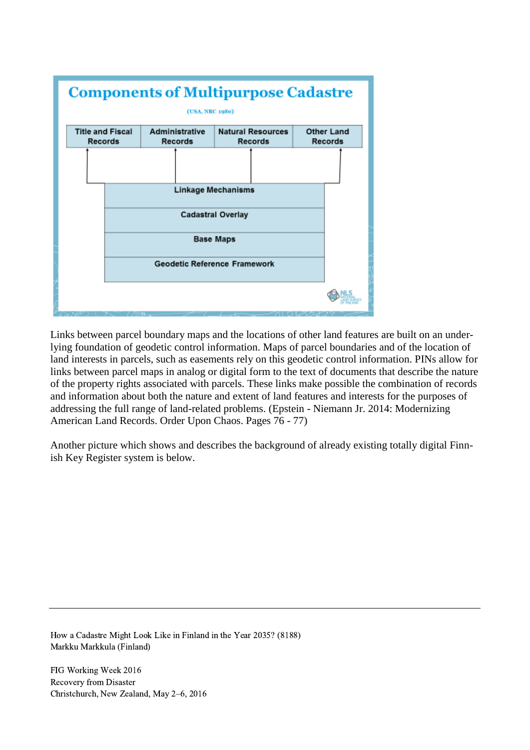## Components of Multipurpose Cadastre

(USA, NRC 1980)

| Title and Fiscal Records | Administrative Records | Natural Resources Records | Other Land Records |
|---|---|---|---|

Linkage Mechanisms

Cadastral Overlay

Base Maps

Geodetic Reference Framework

Links between parcel boundary maps and the locations of other land features are built on an underlying foundation of geodetic control information. Maps of parcel boundaries and of the location of land interests in parcels, such as easements rely on this geodetic control information. PINs allow for links between parcel maps in analog or digital form to the text of documents that describe the nature of the property rights associated with parcels. These links make possible the combination of records and information about both the nature and extent of land features and interests for the purposes of addressing the full range of land-related problems. (Epstein - Niemann Jr. 2014: Modernizing American Land Records. Order Upon Chaos. Pages 76 - 77)

Another picture which shows and describes the background of already existing totally digital Finnish Key Register system is below.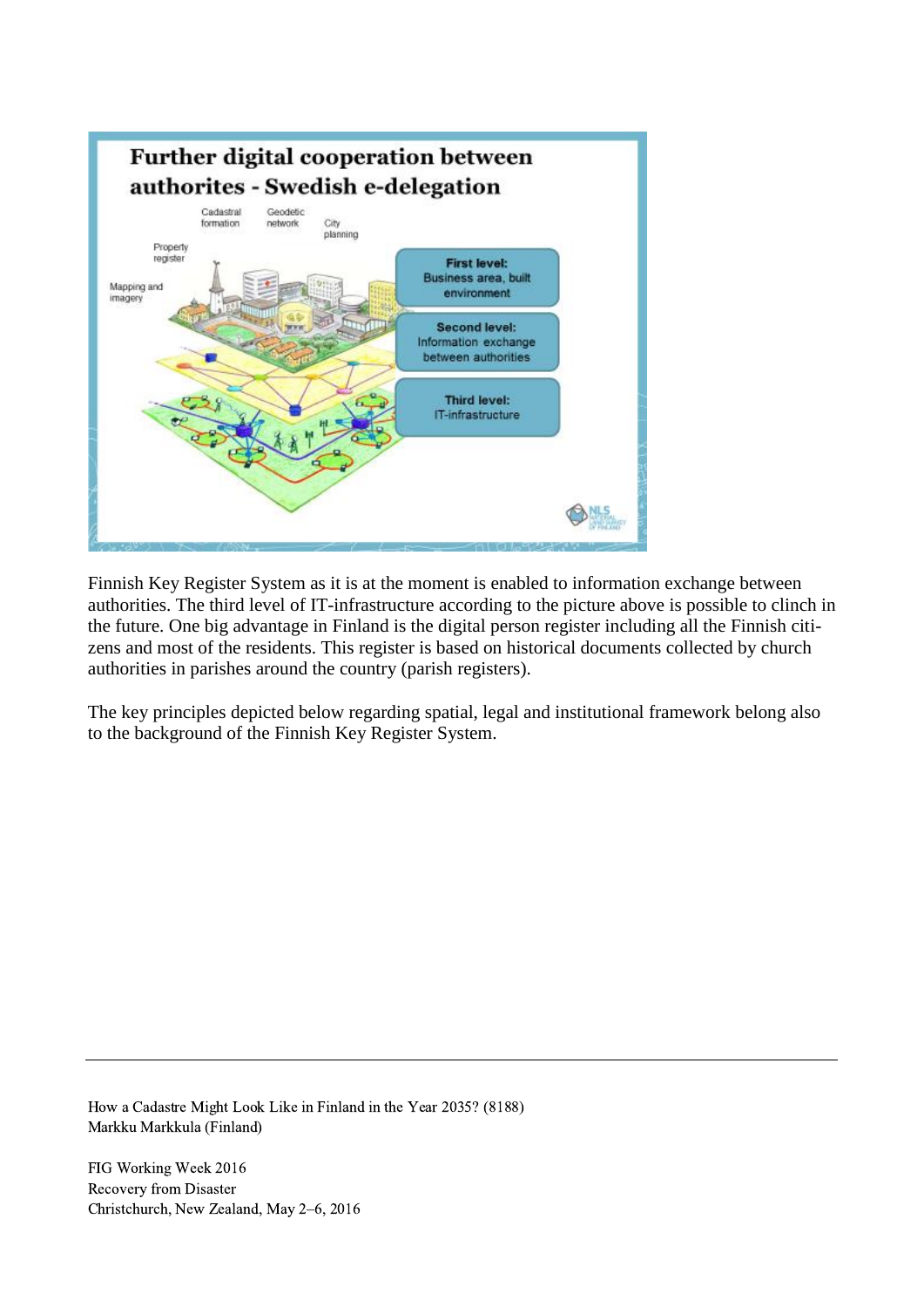Finnish Key Register System as it is at the moment is enabled to information exchange between authorities. The third level of IT-infrastructure according to the picture above is possible to clinch in the future. One big advantage in Finland is the digital person register including all the Finnish citizens and most of the residents. This register is based on historical documents collected by church authorities in parishes around the country (parish registers).

The key principles depicted below regarding spatial, legal and institutional framework belong also to the background of the Finnish Key Register System.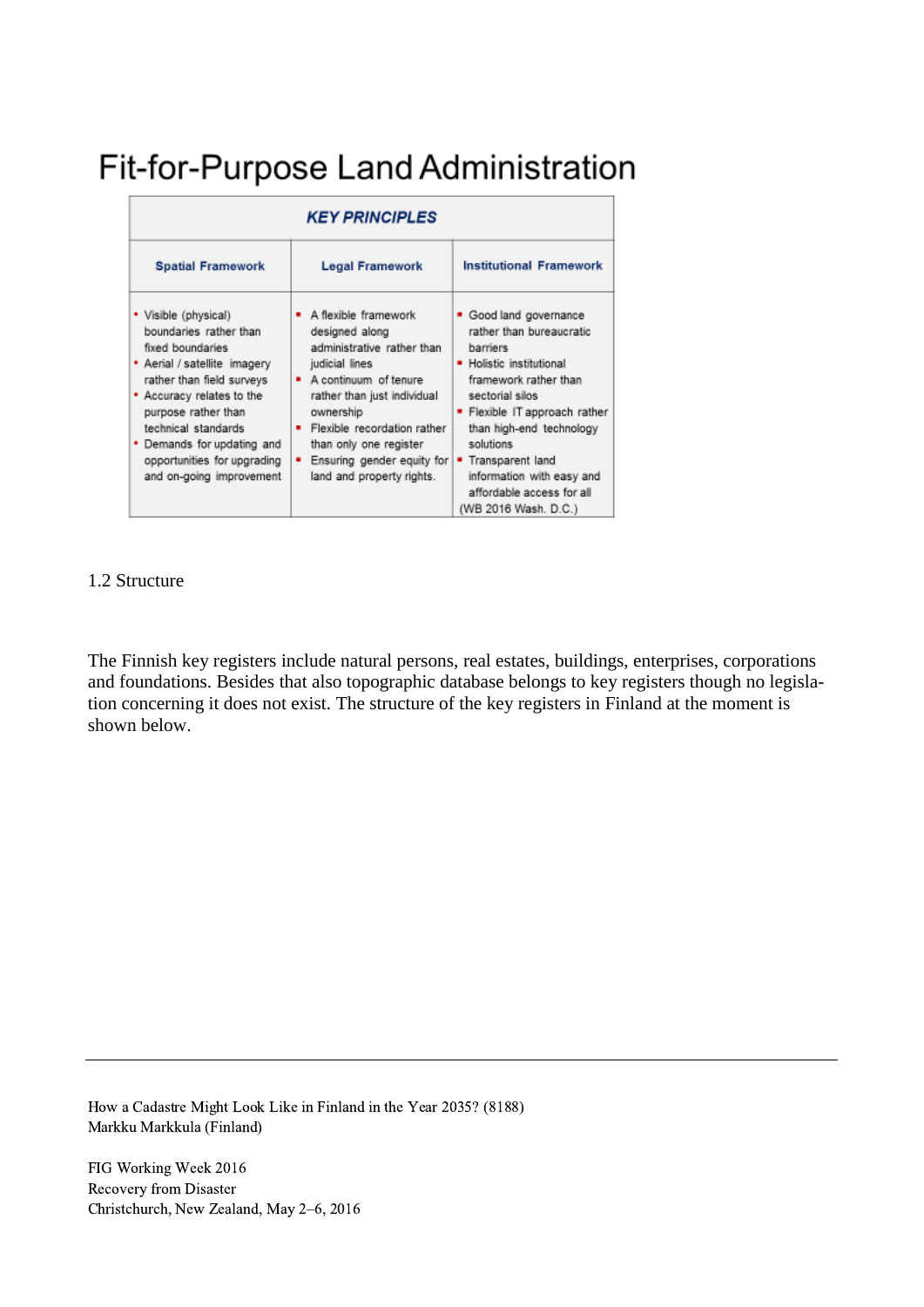# Fit-for-Purpose Land Administration

| KEY PRINCIPLES | | |
|---|---|---|
| **Spatial Framework** | **Legal Framework** | **Institutional Framework** |
| • Visible (physical) boundaries rather than fixed boundaries<br>• Aerial / satellite imagery rather than field surveys<br>• Accuracy relates to the purpose rather than technical standards<br>• Demands for updating and opportunities for upgrading and on-going improvement | ▪ A flexible framework designed along administrative rather than judicial lines<br>▪ A continuum of tenure rather than just individual ownership<br>▪ Flexible recordation rather than only one register<br>▪ Ensuring gender equity for land and property rights. | ▪ Good land governance rather than bureaucratic barriers<br>▪ Holistic institutional framework rather than sectorial silos<br>▪ Flexible IT approach rather than high-end technology solutions<br>▪ Transparent land information with easy and affordable access for all<br>(WB 2016 Wash. D.C.) |

1.2 Structure

The Finnish key registers include natural persons, real estates, buildings, enterprises, corporations and foundations. Besides that also topographic database belongs to key registers though no legislation concerning it does not exist. The structure of the key registers in Finland at the moment is shown below.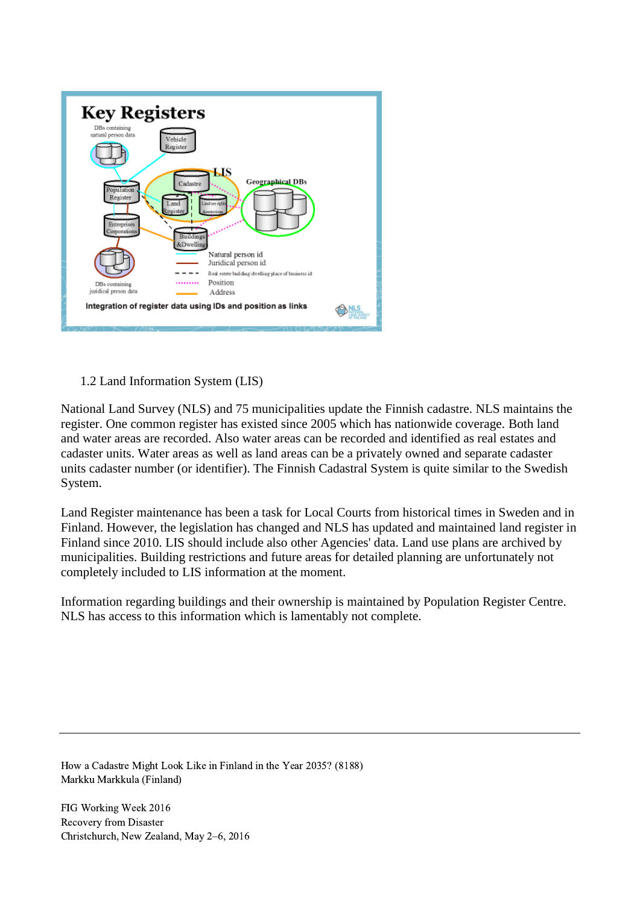Key Registers

DBs containing natural person data

Vehicle Register

LIS

Population Register

Cadastre

Geographical DBs

Land Register

Land use rights restrictions

Enterprises Corporations

Buildings &Dwelling

Natural person id

Juridical person id

Real estate/building/dwelling/place of business id

Position

Address

DBs containing juridical person data

Integration of register data using IDs and position as links

## 1.2 Land Information System (LIS)

National Land Survey (NLS) and 75 municipalities update the Finnish cadastre. NLS maintains the register. One common register has existed since 2005 which has nationwide coverage. Both land and water areas are recorded. Also water areas can be recorded and identified as real estates and cadaster units. Water areas as well as land areas can be a privately owned and separate cadaster units cadaster number (or identifier). The Finnish Cadastral System is quite similar to the Swedish System.

Land Register maintenance has been a task for Local Courts from historical times in Sweden and in Finland. However, the legislation has changed and NLS has updated and maintained land register in Finland since 2010. LIS should include also other Agencies' data. Land use plans are archived by municipalities. Building restrictions and future areas for detailed planning are unfortunately not completely included to LIS information at the moment.

Information regarding buildings and their ownership is maintained by Population Register Centre. NLS has access to this information which is lamentably not complete.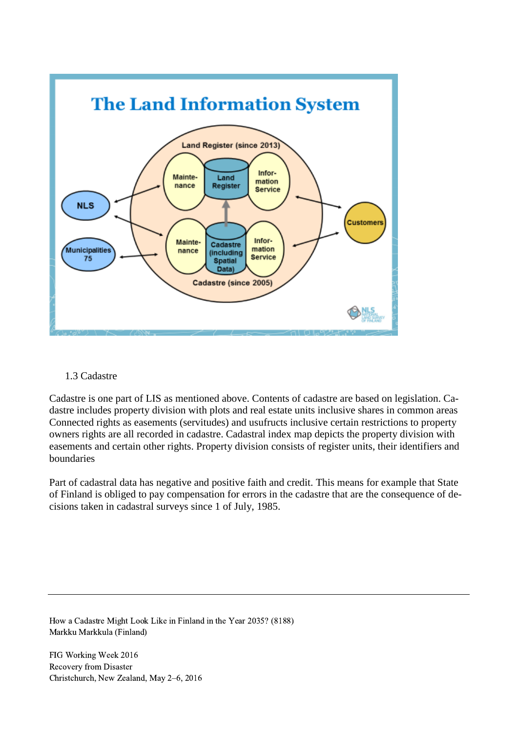1.3 Cadastre

Cadastre is one part of LIS as mentioned above. Contents of cadastre are based on legislation. Cadastre includes property division with plots and real estate units inclusive shares in common areas Connected rights as easements (servitudes) and usufructs inclusive certain restrictions to property owners rights are all recorded in cadastre. Cadastral index map depicts the property division with easements and certain other rights. Property division consists of register units, their identifiers and boundaries

Part of cadastral data has negative and positive faith and credit. This means for example that State of Finland is obliged to pay compensation for errors in the cadastre that are the consequence of decisions taken in cadastral surveys since 1 of July, 1985.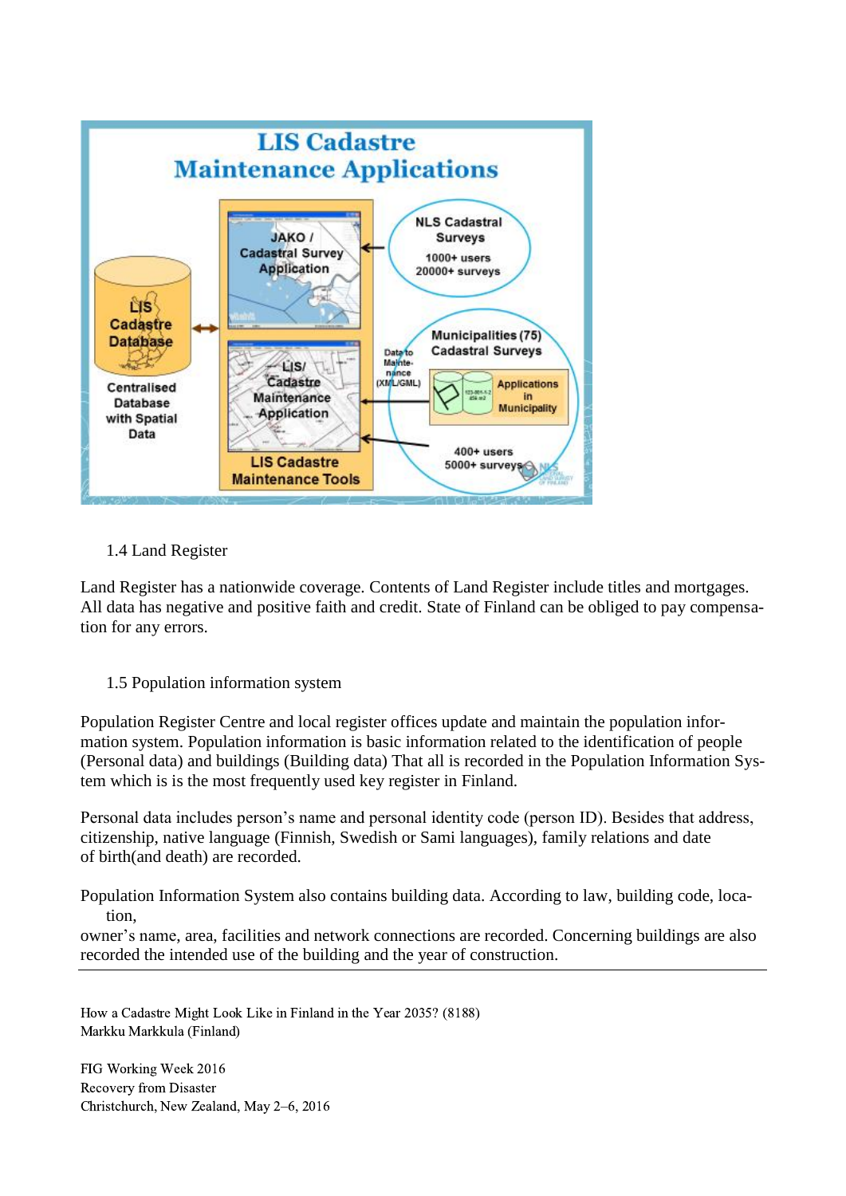### 1.4 Land Register

Land Register has a nationwide coverage. Contents of Land Register include titles and mortgages. All data has negative and positive faith and credit. State of Finland can be obliged to pay compensation for any errors.

### 1.5 Population information system

Population Register Centre and local register offices update and maintain the population information system. Population information is basic information related to the identification of people (Personal data) and buildings (Building data) That all is recorded in the Population Information System which is is the most frequently used key register in Finland.

Personal data includes person's name and personal identity code (person ID). Besides that address, citizenship, native language (Finnish, Swedish or Sami languages), family relations and date of birth(and death) are recorded.

Population Information System also contains building data. According to law, building code, location,
owner's name, area, facilities and network connections are recorded. Concerning buildings are also recorded the intended use of the building and the year of construction.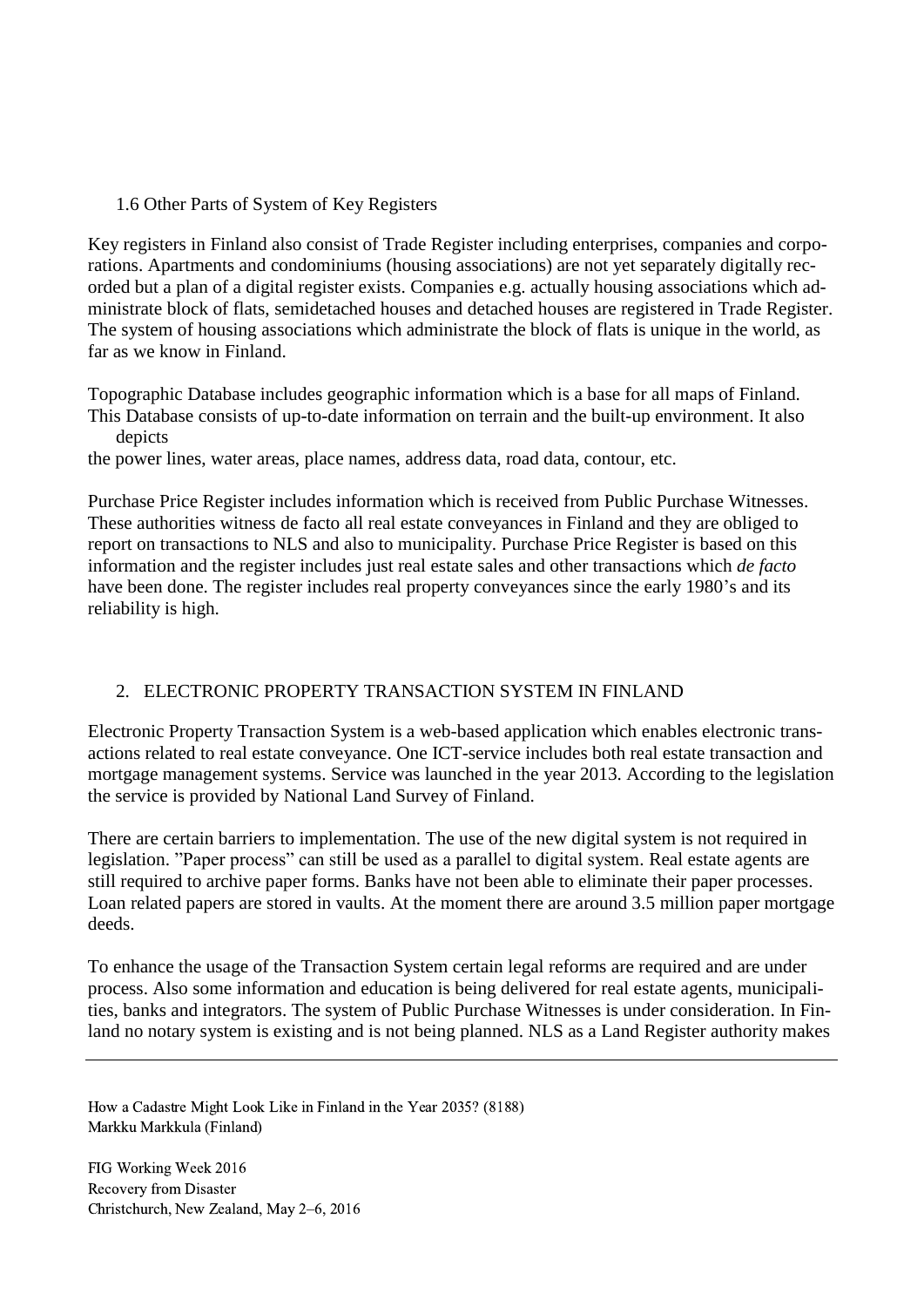### 1.6 Other Parts of System of Key Registers

Key registers in Finland also consist of Trade Register including enterprises, companies and corporations. Apartments and condominiums (housing associations) are not yet separately digitally recorded but a plan of a digital register exists. Companies e.g. actually housing associations which administrate block of flats, semidetached houses and detached houses are registered in Trade Register. The system of housing associations which administrate the block of flats is unique in the world, as far as we know in Finland.

Topographic Database includes geographic information which is a base for all maps of Finland. This Database consists of up-to-date information on terrain and the built-up environment. It also depicts the power lines, water areas, place names, address data, road data, contour, etc.

Purchase Price Register includes information which is received from Public Purchase Witnesses. These authorities witness de facto all real estate conveyances in Finland and they are obliged to report on transactions to NLS and also to municipality. Purchase Price Register is based on this information and the register includes just real estate sales and other transactions which *de facto* have been done. The register includes real property conveyances since the early 1980's and its reliability is high.

## 2. ELECTRONIC PROPERTY TRANSACTION SYSTEM IN FINLAND

Electronic Property Transaction System is a web-based application which enables electronic transactions related to real estate conveyance. One ICT-service includes both real estate transaction and mortgage management systems. Service was launched in the year 2013. According to the legislation the service is provided by National Land Survey of Finland.

There are certain barriers to implementation. The use of the new digital system is not required in legislation. "Paper process" can still be used as a parallel to digital system. Real estate agents are still required to archive paper forms. Banks have not been able to eliminate their paper processes. Loan related papers are stored in vaults. At the moment there are around 3.5 million paper mortgage deeds.

To enhance the usage of the Transaction System certain legal reforms are required and are under process. Also some information and education is being delivered for real estate agents, municipalities, banks and integrators. The system of Public Purchase Witnesses is under consideration. In Finland no notary system is existing and is not being planned. NLS as a Land Register authority makes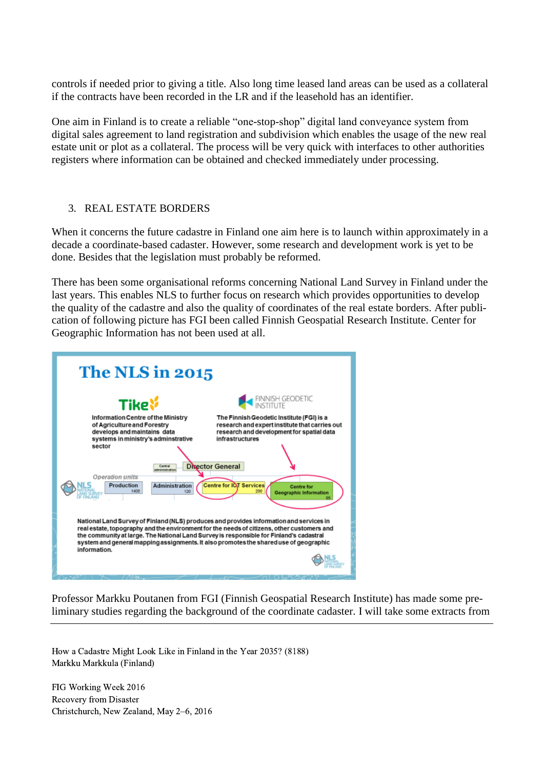controls if needed prior to giving a title. Also long time leased land areas can be used as a collateral if the contracts have been recorded in the LR and if the leasehold has an identifier.

One aim in Finland is to create a reliable "one-stop-shop" digital land conveyance system from digital sales agreement to land registration and subdivision which enables the usage of the new real estate unit or plot as a collateral. The process will be very quick with interfaces to other authorities registers where information can be obtained and checked immediately under processing.

## 3. REAL ESTATE BORDERS

When it concerns the future cadastre in Finland one aim here is to launch within approximately in a decade a coordinate-based cadaster. However, some research and development work is yet to be done. Besides that the legislation must probably be reformed.

There has been some organisational reforms concerning National Land Survey in Finland under the last years. This enables NLS to further focus on research which provides opportunities to develop the quality of the cadastre and also the quality of coordinates of the real estate borders. After publication of following picture has FGI been called Finnish Geospatial Research Institute. Center for Geographic Information has not been used at all.

**The NLS in 2015**

**Tike** – Information Centre of the Ministry of Agriculture and Forestry develops and maintains data systems in ministry's adminstrative sector

**FINNISH GEODETIC INSTITUTE** – The Finnish Geodetic Institute (FGI) is a research and expert institute that carries out research and development for spatial data infrastructures

Central administration – Director General

Operation units: Production 1400 | Administration 120 | Centre for ICT Services 290 | Centre for Geographic Information 95

National Land Survey of Finland (NLS) produces and provides information and services in real estate, topography and the environment for the needs of citizens, other customers and the community at large. The National Land Survey is responsible for Finland's cadastral system and general mapping assignments. It also promotes the shared use of geographic information.

Professor Markku Poutanen from FGI (Finnish Geospatial Research Institute) has made some preliminary studies regarding the background of the coordinate cadaster. I will take some extracts from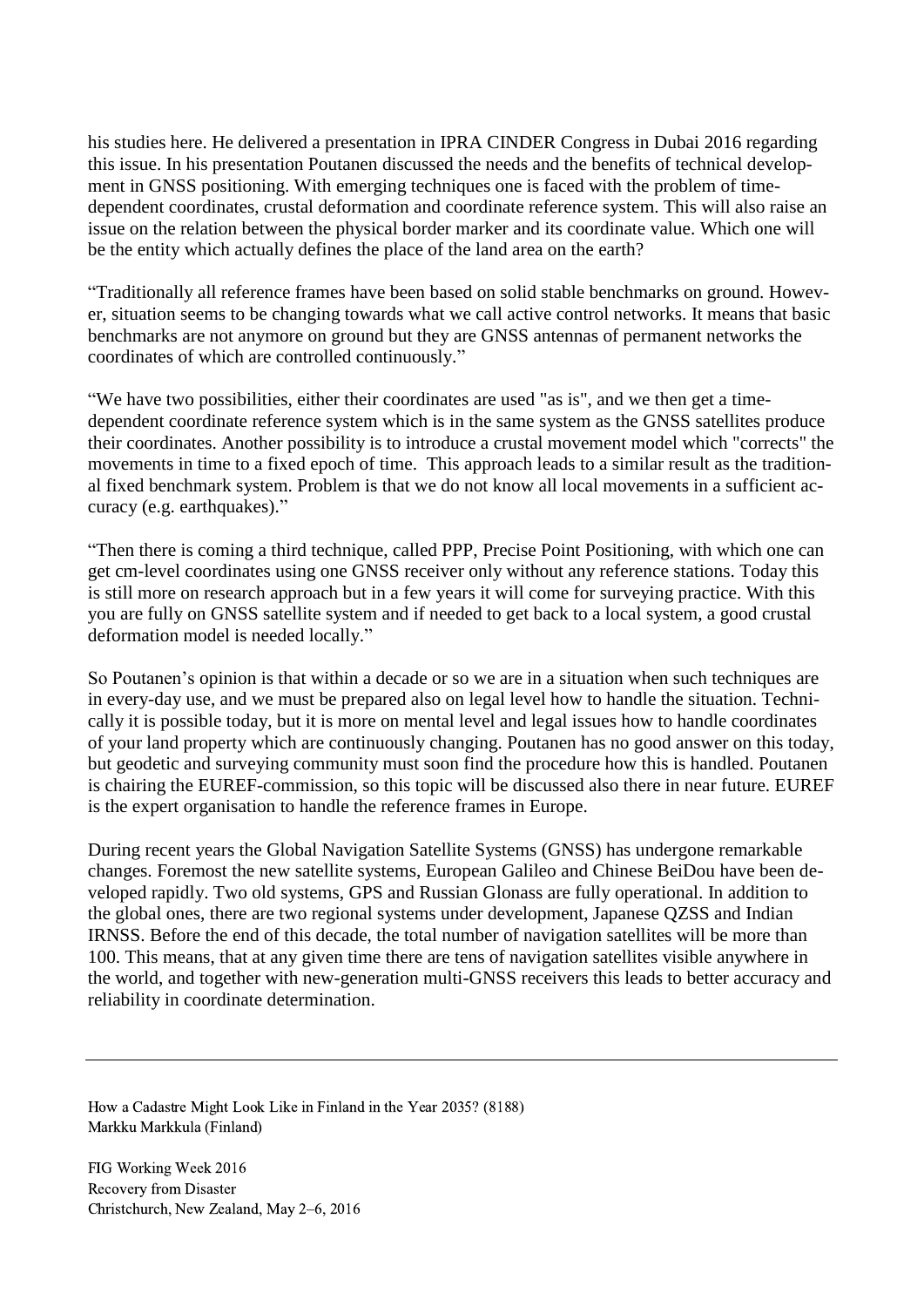his studies here. He delivered a presentation in IPRA CINDER Congress in Dubai 2016 regarding this issue. In his presentation Poutanen discussed the needs and the benefits of technical development in GNSS positioning. With emerging techniques one is faced with the problem of time-dependent coordinates, crustal deformation and coordinate reference system. This will also raise an issue on the relation between the physical border marker and its coordinate value. Which one will be the entity which actually defines the place of the land area on the earth?

"Traditionally all reference frames have been based on solid stable benchmarks on ground. However, situation seems to be changing towards what we call active control networks. It means that basic benchmarks are not anymore on ground but they are GNSS antennas of permanent networks the coordinates of which are controlled continuously."

"We have two possibilities, either their coordinates are used "as is", and we then get a time-dependent coordinate reference system which is in the same system as the GNSS satellites produce their coordinates. Another possibility is to introduce a crustal movement model which "corrects" the movements in time to a fixed epoch of time. This approach leads to a similar result as the traditional fixed benchmark system. Problem is that we do not know all local movements in a sufficient accuracy (e.g. earthquakes)."

"Then there is coming a third technique, called PPP, Precise Point Positioning, with which one can get cm-level coordinates using one GNSS receiver only without any reference stations. Today this is still more on research approach but in a few years it will come for surveying practice. With this you are fully on GNSS satellite system and if needed to get back to a local system, a good crustal deformation model is needed locally."

So Poutanen's opinion is that within a decade or so we are in a situation when such techniques are in every-day use, and we must be prepared also on legal level how to handle the situation. Technically it is possible today, but it is more on mental level and legal issues how to handle coordinates of your land property which are continuously changing. Poutanen has no good answer on this today, but geodetic and surveying community must soon find the procedure how this is handled. Poutanen is chairing the EUREF-commission, so this topic will be discussed also there in near future. EUREF is the expert organisation to handle the reference frames in Europe.

During recent years the Global Navigation Satellite Systems (GNSS) has undergone remarkable changes. Foremost the new satellite systems, European Galileo and Chinese BeiDou have been developed rapidly. Two old systems, GPS and Russian Glonass are fully operational. In addition to the global ones, there are two regional systems under development, Japanese QZSS and Indian IRNSS. Before the end of this decade, the total number of navigation satellites will be more than 100. This means, that at any given time there are tens of navigation satellites visible anywhere in the world, and together with new-generation multi-GNSS receivers this leads to better accuracy and reliability in coordinate determination.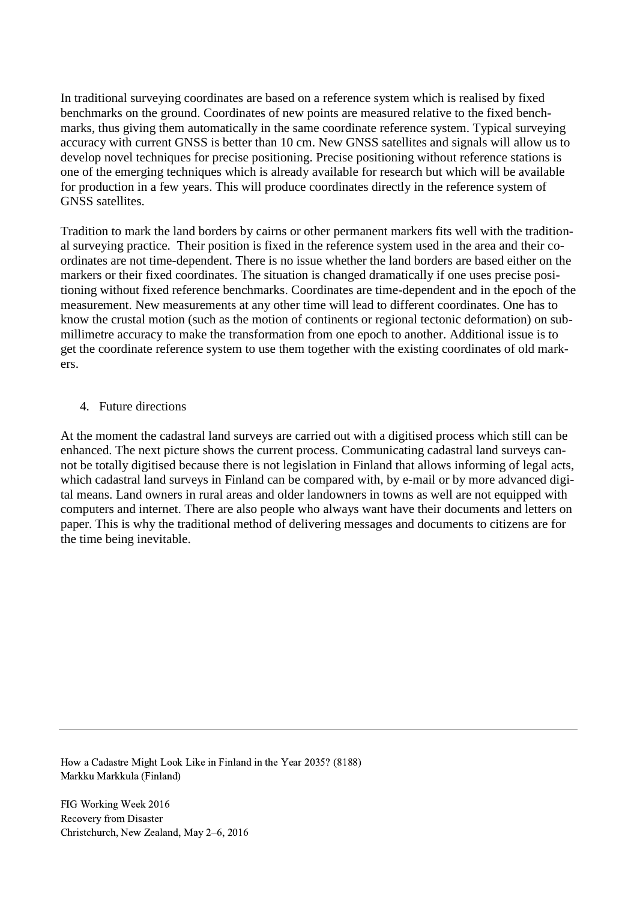In traditional surveying coordinates are based on a reference system which is realised by fixed benchmarks on the ground. Coordinates of new points are measured relative to the fixed benchmarks, thus giving them automatically in the same coordinate reference system. Typical surveying accuracy with current GNSS is better than 10 cm. New GNSS satellites and signals will allow us to develop novel techniques for precise positioning. Precise positioning without reference stations is one of the emerging techniques which is already available for research but which will be available for production in a few years. This will produce coordinates directly in the reference system of GNSS satellites.

Tradition to mark the land borders by cairns or other permanent markers fits well with the traditional surveying practice. Their position is fixed in the reference system used in the area and their coordinates are not time-dependent. There is no issue whether the land borders are based either on the markers or their fixed coordinates. The situation is changed dramatically if one uses precise positioning without fixed reference benchmarks. Coordinates are time-dependent and in the epoch of the measurement. New measurements at any other time will lead to different coordinates. One has to know the crustal motion (such as the motion of continents or regional tectonic deformation) on submillimetre accuracy to make the transformation from one epoch to another. Additional issue is to get the coordinate reference system to use them together with the existing coordinates of old markers.

## 4. Future directions

At the moment the cadastral land surveys are carried out with a digitised process which still can be enhanced. The next picture shows the current process. Communicating cadastral land surveys cannot be totally digitised because there is not legislation in Finland that allows informing of legal acts, which cadastral land surveys in Finland can be compared with, by e-mail or by more advanced digital means. Land owners in rural areas and older landowners in towns as well are not equipped with computers and internet. There are also people who always want have their documents and letters on paper. This is why the traditional method of delivering messages and documents to citizens are for the time being inevitable.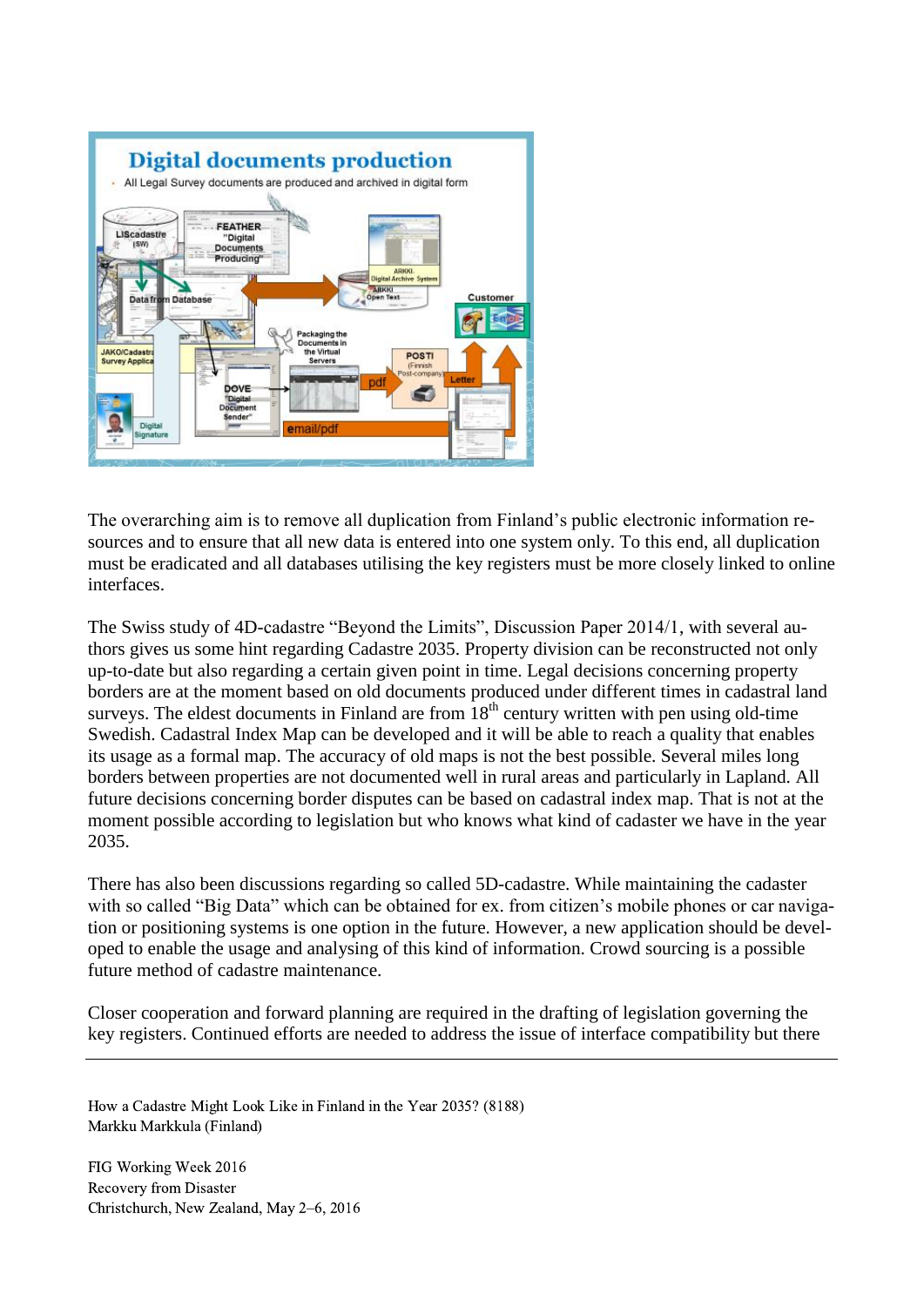The overarching aim is to remove all duplication from Finland's public electronic information resources and to ensure that all new data is entered into one system only. To this end, all duplication must be eradicated and all databases utilising the key registers must be more closely linked to online interfaces.

The Swiss study of 4D-cadastre "Beyond the Limits", Discussion Paper 2014/1, with several authors gives us some hint regarding Cadastre 2035. Property division can be reconstructed not only up-to-date but also regarding a certain given point in time. Legal decisions concerning property borders are at the moment based on old documents produced under different times in cadastral land surveys. The eldest documents in Finland are from 18th century written with pen using old-time Swedish. Cadastral Index Map can be developed and it will be able to reach a quality that enables its usage as a formal map. The accuracy of old maps is not the best possible. Several miles long borders between properties are not documented well in rural areas and particularly in Lapland. All future decisions concerning border disputes can be based on cadastral index map. That is not at the moment possible according to legislation but who knows what kind of cadaster we have in the year 2035.

There has also been discussions regarding so called 5D-cadastre. While maintaining the cadaster with so called "Big Data" which can be obtained for ex. from citizen's mobile phones or car navigation or positioning systems is one option in the future. However, a new application should be developed to enable the usage and analysing of this kind of information. Crowd sourcing is a possible future method of cadastre maintenance.

Closer cooperation and forward planning are required in the drafting of legislation governing the key registers. Continued efforts are needed to address the issue of interface compatibility but there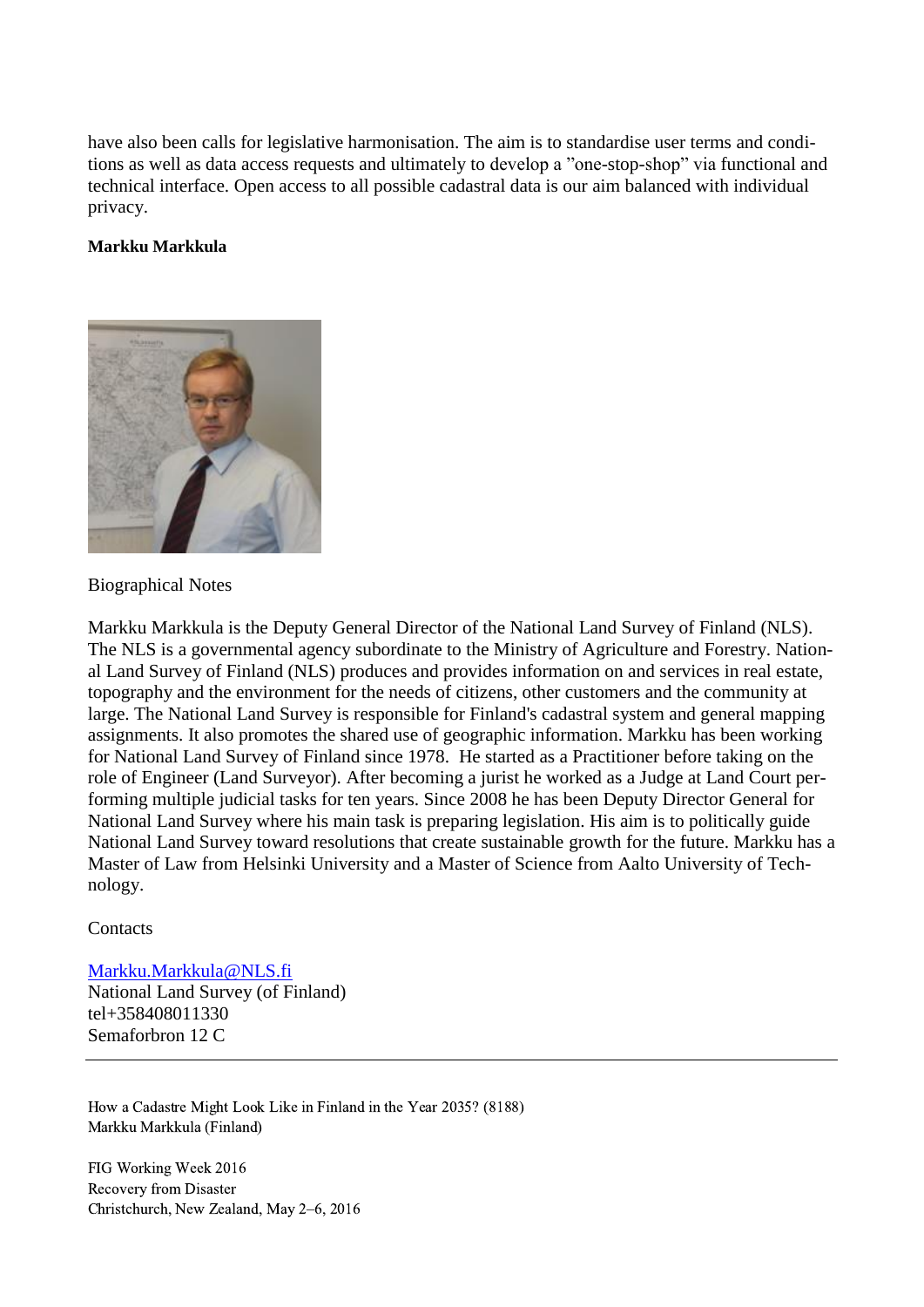have also been calls for legislative harmonisation. The aim is to standardise user terms and conditions as well as data access requests and ultimately to develop a ”one-stop-shop” via functional and technical interface. Open access to all possible cadastral data is our aim balanced with individual privacy.

**Markku Markkula**

Biographical Notes

Markku Markkula is the Deputy General Director of the National Land Survey of Finland (NLS). The NLS is a governmental agency subordinate to the Ministry of Agriculture and Forestry. National Land Survey of Finland (NLS) produces and provides information on and services in real estate, topography and the environment for the needs of citizens, other customers and the community at large. The National Land Survey is responsible for Finland's cadastral system and general mapping assignments. It also promotes the shared use of geographic information. Markku has been working for National Land Survey of Finland since 1978. He started as a Practitioner before taking on the role of Engineer (Land Surveyor). After becoming a jurist he worked as a Judge at Land Court performing multiple judicial tasks for ten years. Since 2008 he has been Deputy Director General for National Land Survey where his main task is preparing legislation. His aim is to politically guide National Land Survey toward resolutions that create sustainable growth for the future. Markku has a Master of Law from Helsinki University and a Master of Science from Aalto University of Technology.

Contacts

Markku.Markkula@NLS.fi
National Land Survey (of Finland)
tel+358408011330
Semaforbron 12 C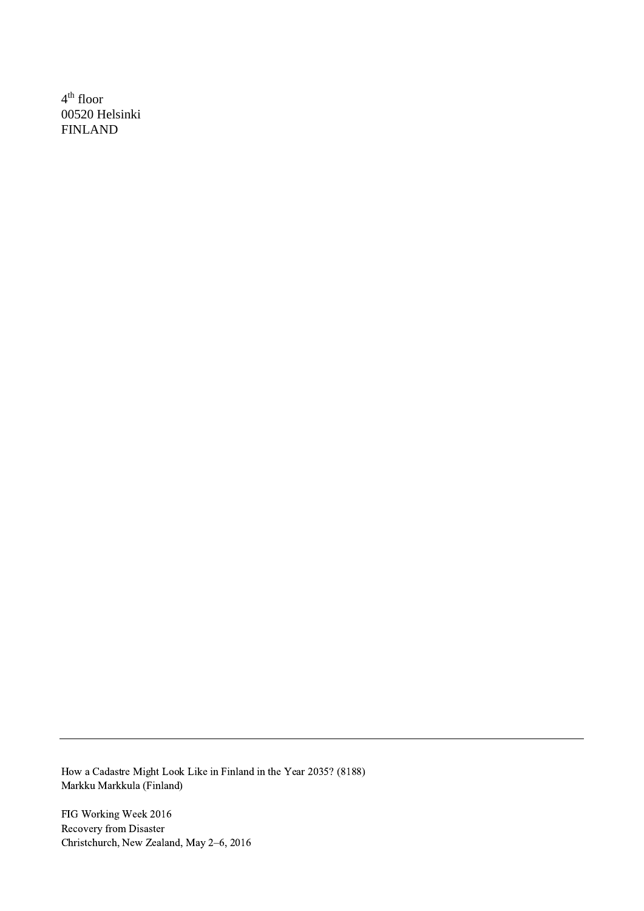4th floor
00520 Helsinki
FINLAND